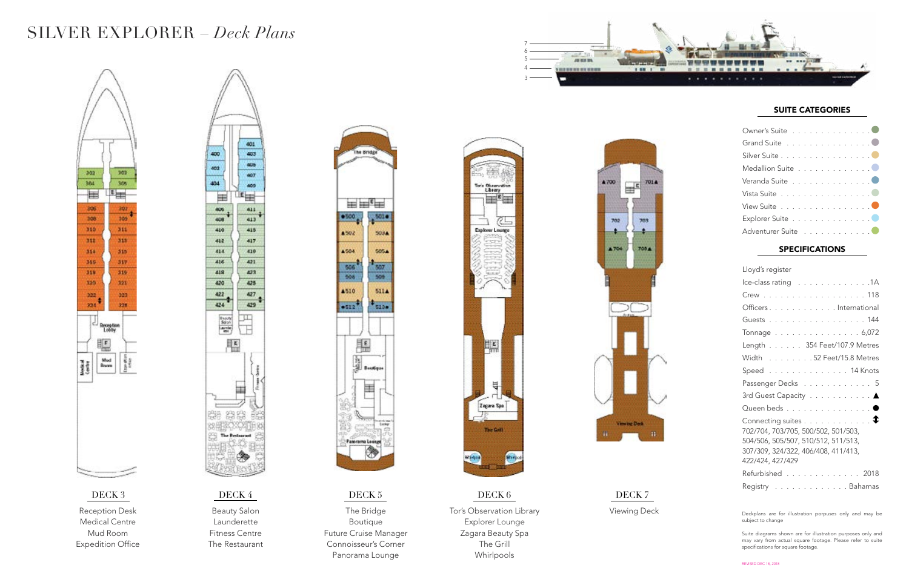# SILVER EXPLORER – *Deck Plans*

## DECK 3

Reception Desk
Medical Centre
Mud Room
Expedition Office

## DECK 4

Beauty Salon
Launderette
Fitness Centre
The Restaurant

## DECK 5

The Bridge
Boutique
Future Cruise Manager
Connoisseur's Corner
Panorama Lounge

## DECK 6

Tor's Observation Library
Explorer Lounge
Zagara Beauty Spa
The Grill
Whirlpools

## DECK 7

Viewing Deck

## SUITE CATEGORIES

- Owner's Suite
- Grand Suite
- Silver Suite
- Medallion Suite
- Veranda Suite
- Vista Suite
- View Suite
- Explorer Suite
- Adventurer Suite

## SPECIFICATIONS

| | |
|---|---|
| Lloyd's register | |
| Ice-class rating | 1A |
| Crew | 118 |
| Officers | International |
| Guests | 144 |
| Tonnage | 6,072 |
| Length | 354 Feet/107.9 Metres |
| Width | 52 Feet/15.8 Metres |
| Speed | 14 Knots |
| Passenger Decks | 5 |
| 3rd Guest Capacity | ▲ |
| Queen beds | ● |
| Connecting suites | ⇕ |

702/704, 703/705, 500/502, 501/503, 504/506, 505/507, 510/512, 511/513, 307/309, 324/322, 406/408, 411/413, 422/424, 427/429

| | |
|---|---|
| Refurbished | 2018 |
| Registry | Bahamas |

Deckplans are for illustration porpuses only and may be subject to change

Suite diagrams shown are for illustration purposes only and may vary from actual square footage. Please refer to suite specifications for square footage.

REVISED DEC 18, 2018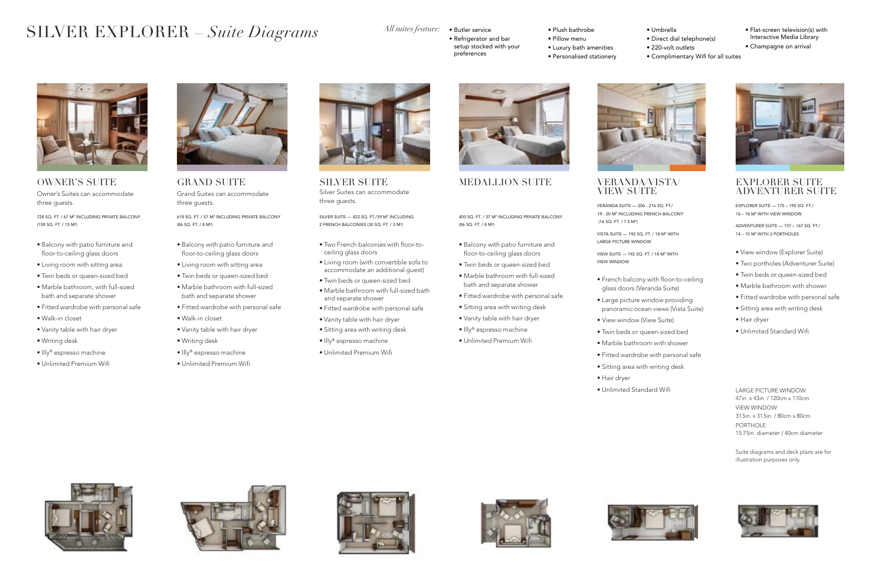# SILVER EXPLORER – *Suite Diagrams*

*All suites feature:*

- Butler service
- Refrigerator and bar setup stocked with your preferences
- Plush bathrobe
- Pillow menu
- Luxury bath amenities
- Personalised stationery
- Umbrella
- Direct dial telephone(s)
- 220-volt outlets
- Complimentary Wifi for all suites
- Flat-screen television(s) with Interactive Media Library
- Champagne on arrival

## OWNER'S SUITE

Owner's Suites can accommodate three guests.

728 SQ. FT. / 67 M² INCLUDING PRIVATE BALCONY (158 SQ. FT. / 15 M²)

- Balcony with patio furniture and floor-to-ceiling glass doors
- Living room with sitting area
- Twin beds or queen-sized bed
- Marble bathroom, with full-sized bath and separate shower
- Fitted wardrobe with personal safe
- Walk-in closet
- Vanity table with hair dryer
- Writing desk
- Illy® espresso machine
- Unlimited Premium Wifi

## GRAND SUITE

Grand Suites can accommodate three guests.

618 SQ. FT. / 57 M² INCLUDING PRIVATE BALCONY (86 SQ. FT. / 8 M²)

- Balcony with patio furniture and floor-to-ceiling glass doors
- Living room with sitting area
- Twin beds or queen-sized bed
- Marble bathroom with full-sized bath and separate shower
- Fitted wardrobe with personal safe
- Walk-in closet
- Vanity table with hair dryer
- Writing desk
- Illy® espresso machine
- Unlimited Premium Wifi

## SILVER SUITE

Silver Suites can accommodate three guests.

SILVER SUITE — 422 SQ. FT./39 M² INCLUDING 2 FRENCH BALCONIES (30 SQ. FT. / 3 M²)

- Two French balconies with floor-to-ceiling glass doors
- Living room (with convertible sofa to accommodate an additional guest)
- Twin beds or queen-sized bed
- Marble bathroom with full-sized bath and separate shower
- Fitted wardrobe with personal safe
- Vanity table with hair dryer
- Sitting area with writing desk
- Illy® espresso machine
- Unlimited Premium Wifi

## MEDALLION SUITE

400 SQ. FT. / 37 M² INCLUDING PRIVATE BALCONY (86 SQ. FT. / 8 M²)

- Balcony with patio furniture and floor-to-ceiling glass doors
- Twin beds or queen-sized bed
- Marble bathroom with full-sized bath and separate shower
- Fitted wardrobe with personal safe
- Sitting area with writing desk
- Vanity table with hair dryer
- Illy® espresso machine
- Unlimited Premium Wifi

## VERANDA/VISTA/ VIEW SUITE

VERANDA SUITE — 206 - 216 SQ. FT./ 19 - 20 M² INCLUDING FRENCH BALCONY (16 SQ. FT. / 1.5 M²)

VISTA SUITE — 192 SQ. FT. / 18 M² WITH LARGE PICTURE WINDOW

VIEW SUITE — 192 SQ. FT. / 18 M² WITH VIEW WINDOW

- French balcony with floor-to-ceiling glass doors (Veranda Suite)
- Large picture window providing panoramic ocean views (Vista Suite)
- View window (View Suite)
- Twin beds or queen-sized bed
- Marble bathroom with shower
- Fitted wardrobe with personal safe
- Sitting area with writing desk
- Hair dryer
- Unlimited Standard Wifi

## EXPLORER SUITE ADVENTURER SUITE

EXPLORER SUITE — 175 – 190 SQ. FT./ 16 – 18 M² WITH VIEW WINDOW

ADVENTURER SUITE — 157 – 167 SQ. FT./ 14 – 15 M² WITH 2 PORTHOLES

- View window (Explorer Suite)
- Two portholes (Adventurer Suite)
- Twin beds or queen-sized bed
- Marble bathroom with shower
- Fitted wardrobe with personal safe
- Sitting area with writing desk
- Hair dryer
- Unlimited Standard Wifi

LARGE PICTURE WINDOW:
47in. x 43in. / 120cm x 110cm

VIEW WINDOW:
31.5in. x 31.5in. / 80cm x 80cm

PORTHOLE:
15.75in. diameter / 40cm diameter

Suite diagrams and deck plans are for illustration purposes only.